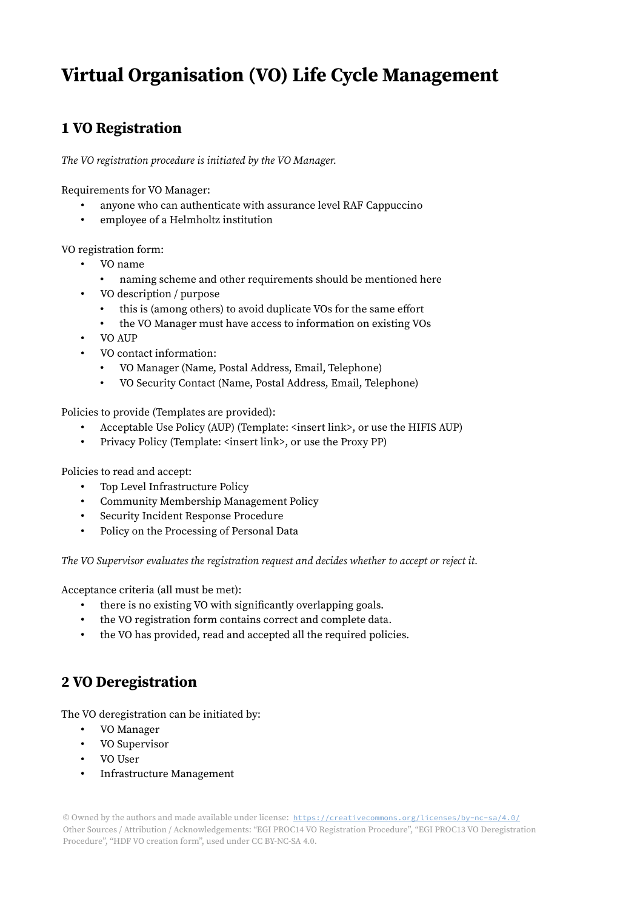# Virtual Organisation (VO) Life Cycle Management

## 1 VO Registration

*The VO registration procedure is initiated by the VO Manager.*

Requirements for VO Manager:

- anyone who can authenticate with assurance level RAF Cappuccino
- employee of a Helmholtz institution

VO registration form:

- VO name
  - naming scheme and other requirements should be mentioned here
- VO description / purpose
  - this is (among others) to avoid duplicate VOs for the same effort
  - the VO Manager must have access to information on existing VOs
- VO AUP
- VO contact information:
  - VO Manager (Name, Postal Address, Email, Telephone)
  - VO Security Contact (Name, Postal Address, Email, Telephone)

Policies to provide (Templates are provided):

- Acceptable Use Policy (AUP) (Template: <insert link>, or use the HIFIS AUP)
- Privacy Policy (Template: <insert link>, or use the Proxy PP)

Policies to read and accept:

- Top Level Infrastructure Policy
- Community Membership Management Policy
- Security Incident Response Procedure
- Policy on the Processing of Personal Data

*The VO Supervisor evaluates the registration request and decides whether to accept or reject it.*

Acceptance criteria (all must be met):

- there is no existing VO with significantly overlapping goals.
- the VO registration form contains correct and complete data.
- the VO has provided, read and accepted all the required policies.

## 2 VO Deregistration

The VO deregistration can be initiated by:

- VO Manager
- VO Supervisor
- VO User
- Infrastructure Management

© Owned by the authors and made available under license: https://creativecommons.org/licenses/by-nc-sa/4.0/
Other Sources / Attribution / Acknowledgements: "EGI PROC14 VO Registration Procedure", "EGI PROC13 VO Deregistration Procedure", "HDF VO creation form", used under CC BY-NC-SA 4.0.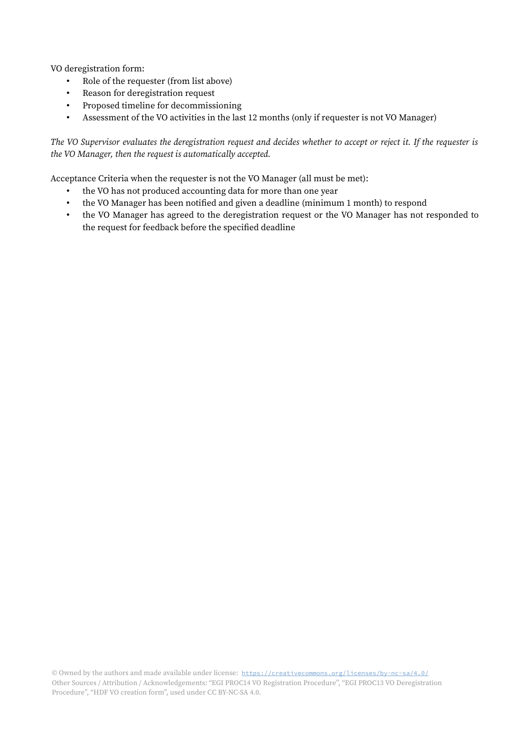VO deregistration form:

- Role of the requester (from list above)
- Reason for deregistration request
- Proposed timeline for decommissioning
- Assessment of the VO activities in the last 12 months (only if requester is not VO Manager)

*The VO Supervisor evaluates the deregistration request and decides whether to accept or reject it. If the requester is the VO Manager, then the request is automatically accepted.*

Acceptance Criteria when the requester is not the VO Manager (all must be met):

- the VO has not produced accounting data for more than one year
- the VO Manager has been notified and given a deadline (minimum 1 month) to respond
- the VO Manager has agreed to the deregistration request or the VO Manager has not responded to the request for feedback before the specified deadline

© Owned by the authors and made available under license: https://creativecommons.org/licenses/by-nc-sa/4.0/
Other Sources / Attribution / Acknowledgements: "EGI PROC14 VO Registration Procedure", "EGI PROC13 VO Deregistration Procedure", "HDF VO creation form", used under CC BY-NC-SA 4.0.